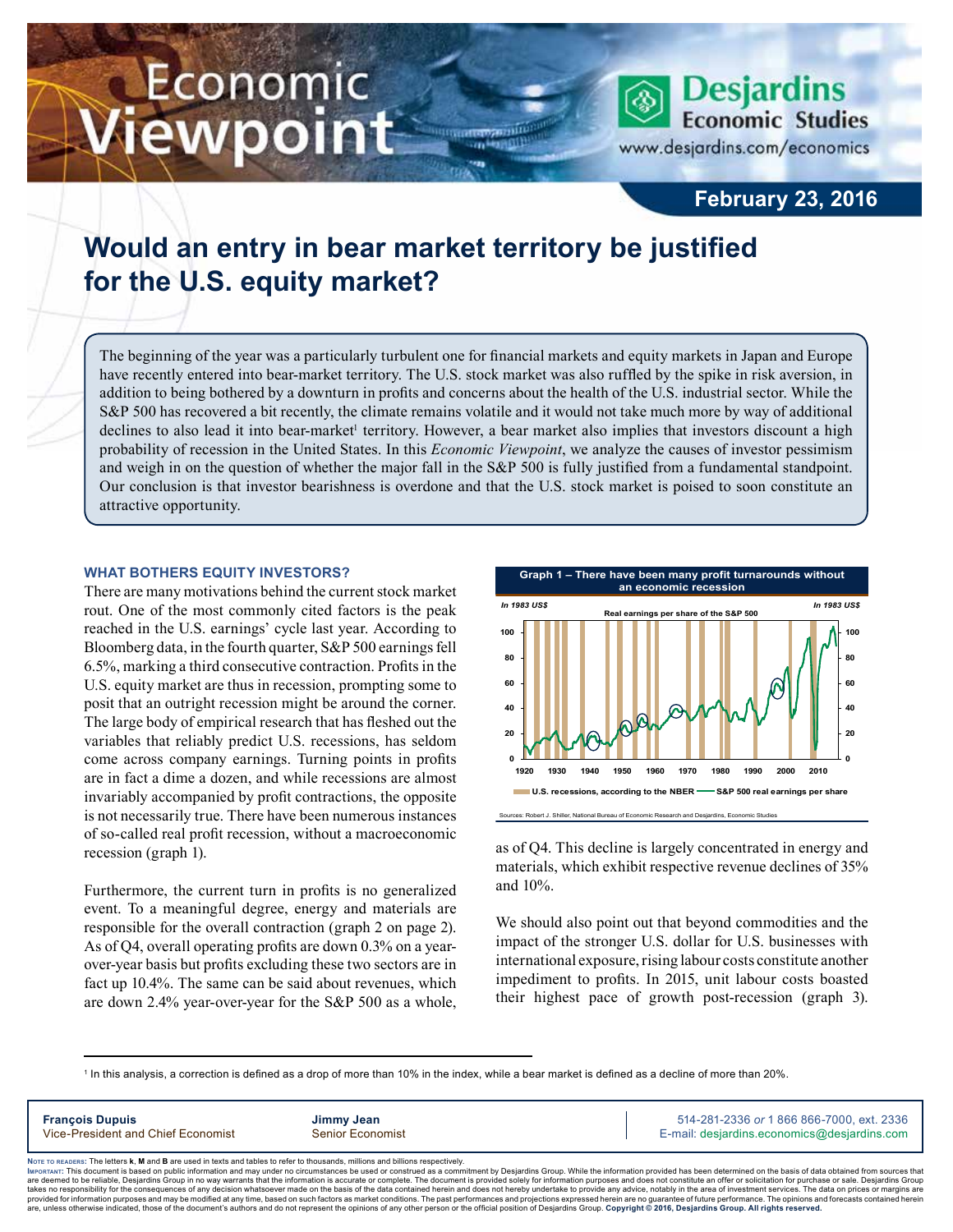# Would an entry in bear market territory be justified for the U.S. equity market?

February 23, 2016

The beginning of the year was a particularly turbulent one for financial markets and equity markets in Japan and Europe have recently entered into bear-market territory. The U.S. stock market was also ruffled by the spike in risk aversion, in addition to being bothered by a downturn in profits and concerns about the health of the U.S. industrial sector. While the S&P 500 has recovered a bit recently, the climate remains volatile and it would not take much more by way of additional declines to also lead it into bear-market[1] territory. However, a bear market also implies that investors discount a high probability of recession in the United States. In this *Economic Viewpoint*, we analyze the causes of investor pessimism and weigh in on the question of whether the major fall in the S&P 500 is fully justified from a fundamental standpoint. Our conclusion is that investor bearishness is overdone and that the U.S. stock market is poised to soon constitute an attractive opportunity.

## WHAT BOTHERS EQUITY INVESTORS?

There are many motivations behind the current stock market rout. One of the most commonly cited factors is the peak reached in the U.S. earnings' cycle last year. According to Bloomberg data, in the fourth quarter, S&P 500 earnings fell 6.5%, marking a third consecutive contraction. Profits in the U.S. equity market are thus in recession, prompting some to posit that an outright recession might be around the corner. The large body of empirical research that has fleshed out the variables that reliably predict U.S. recessions, has seldom come across company earnings. Turning points in profits are in fact a dime a dozen, and while recessions are almost invariably accompanied by profit contractions, the opposite is not necessarily true. There have been numerous instances of so-called real profit recession, without a macroeconomic recession (graph 1).

Furthermore, the current turn in profits is no generalized event. To a meaningful degree, energy and materials are responsible for the overall contraction (graph 2 on page 2). As of Q4, overall operating profits are down 0.3% on a year-over-year basis but profits excluding these two sectors are in fact up 10.4%. The same can be said about revenues, which are down 2.4% year-over-year for the S&P 500 as a whole, as of Q4. This decline is largely concentrated in energy and materials, which exhibit respective revenue declines of 35% and 10%.

**Graph 1 – There have been many profit turnarounds without an economic recession**

Real earnings per share of the S&P 500 (In 1983 US$)

U.S. recessions, according to the NBER — S&P 500 real earnings per share

Sources: Robert J. Shiller, National Bureau of Economic Research and Desjardins, Economic Studies

We should also point out that beyond commodities and the impact of the stronger U.S. dollar for U.S. businesses with international exposure, rising labour costs constitute another impediment to profits. In 2015, unit labour costs boasted their highest pace of growth post-recession (graph 3).

[1] In this analysis, a correction is defined as a drop of more than 10% in the index, while a bear market is defined as a decline of more than 20%.

**François Dupuis**, Vice-President and Chief Economist
**Jimmy Jean**, Senior Economist
514-281-2336 *or* 1 866 866-7000, ext. 2336
E-mail: desjardins.economics@desjardins.com

NOTE TO READERS: The letters **k**, **M** and **B** are used in texts and tables to refer to thousands, millions and billions respectively.
IMPORTANT: This document is based on public information and may under no circumstances be used or construed as a commitment by Desjardins Group. While the information provided has been determined on the basis of data obtained from sources that are deemed to be reliable, Desjardins Group in no way warrants that the information is accurate or complete. The document is provided solely for information purposes and does not constitute an offer or solicitation for purchase or sale. Desjardins Group takes no responsibility for the consequences of any decision whatsoever made on the basis of the data contained herein and does not hereby undertake to provide any advice, notably in the area of investment services. The data on prices or margins are provided for information purposes and may be modified at any time, based on such factors as market conditions. The past performances and projections expressed herein are no guarantee of future performance. The opinions and forecasts contained herein are, unless otherwise indicated, those of the document's authors and do not represent the opinions of any other person or the official position of Desjardins Group. **Copyright © 2016, Desjardins Group. All rights reserved.**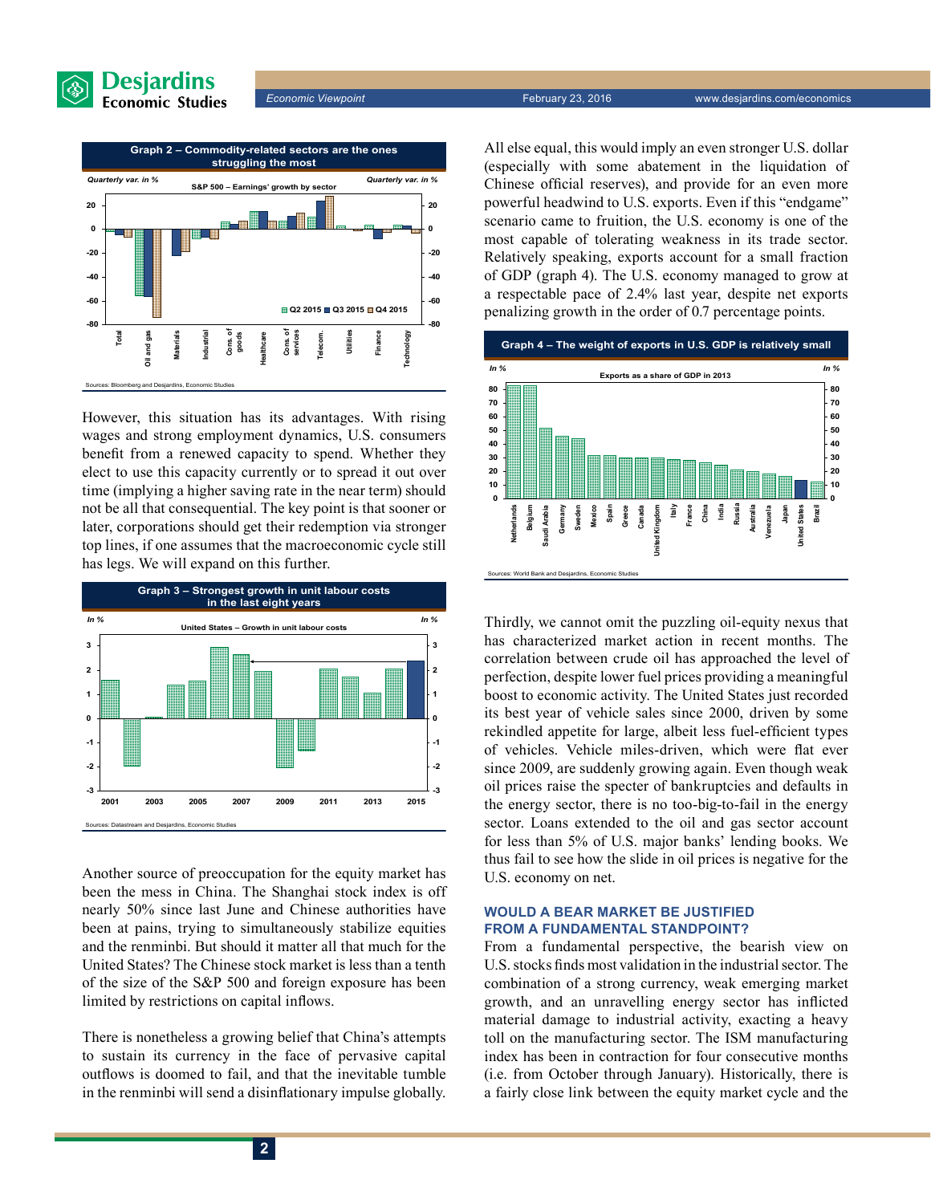**Graph 2 – Commodity-related sectors are the ones struggling the most**

S&P 500 – Earnings' growth by sector

Sources: Bloomberg and Desjardins, Economic Studies

However, this situation has its advantages. With rising wages and strong employment dynamics, U.S. consumers benefit from a renewed capacity to spend. Whether they elect to use this capacity currently or to spread it out over time (implying a higher saving rate in the near term) should not be all that consequential. The key point is that sooner or later, corporations should get their redemption via stronger top lines, if one assumes that the macroeconomic cycle still has legs. We will expand on this further.

**Graph 3 – Strongest growth in unit labour costs in the last eight years**

United States – Growth in unit labour costs

Sources: Datastream and Desjardins, Economic Studies

Another source of preoccupation for the equity market has been the mess in China. The Shanghai stock index is off nearly 50% since last June and Chinese authorities have been at pains, trying to simultaneously stabilize equities and the renminbi. But should it matter all that much for the United States? The Chinese stock market is less than a tenth of the size of the S&P 500 and foreign exposure has been limited by restrictions on capital inflows.

There is nonetheless a growing belief that China's attempts to sustain its currency in the face of pervasive capital outflows is doomed to fail, and that the inevitable tumble in the renminbi will send a disinflationary impulse globally. All else equal, this would imply an even stronger U.S. dollar (especially with some abatement in the liquidation of Chinese official reserves), and provide for an even more powerful headwind to U.S. exports. Even if this "endgame" scenario came to fruition, the U.S. economy is one of the most capable of tolerating weakness in its trade sector. Relatively speaking, exports account for a small fraction of GDP (graph 4). The U.S. economy managed to grow at a respectable pace of 2.4% last year, despite net exports penalizing growth in the order of 0.7 percentage points.

**Graph 4 – The weight of exports in U.S. GDP is relatively small**

Exports as a share of GDP in 2013

Sources: World Bank and Desjardins, Economic Studies

Thirdly, we cannot omit the puzzling oil-equity nexus that has characterized market action in recent months. The correlation between crude oil has approached the level of perfection, despite lower fuel prices providing a meaningful boost to economic activity. The United States just recorded its best year of vehicle sales since 2000, driven by some rekindled appetite for large, albeit less fuel-efficient types of vehicles. Vehicle miles-driven, which were flat ever since 2009, are suddenly growing again. Even though weak oil prices raise the specter of bankruptcies and defaults in the energy sector, there is no too-big-to-fail in the energy sector. Loans extended to the oil and gas sector account for less than 5% of U.S. major banks' lending books. We thus fail to see how the slide in oil prices is negative for the U.S. economy on net.

## WOULD A BEAR MARKET BE JUSTIFIED FROM A FUNDAMENTAL STANDPOINT?

From a fundamental perspective, the bearish view on U.S. stocks finds most validation in the industrial sector. The combination of a strong currency, weak emerging market growth, and an unravelling energy sector has inflicted material damage to industrial activity, exacting a heavy toll on the manufacturing sector. The ISM manufacturing index has been in contraction for four consecutive months (i.e. from October through January). Historically, there is a fairly close link between the equity market cycle and the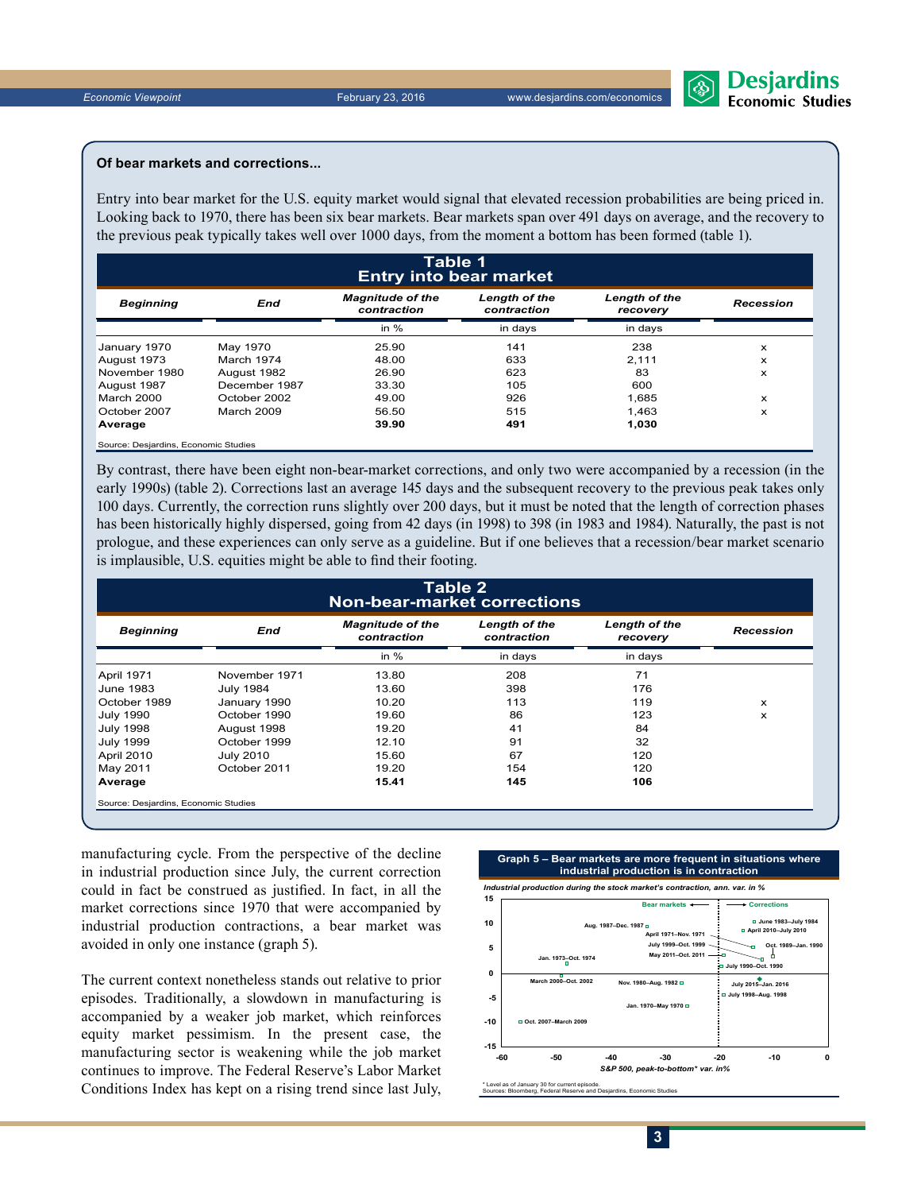**Of bear markets and corrections...**

Entry into bear market for the U.S. equity market would signal that elevated recession probabilities are being priced in. Looking back to 1970, there has been six bear markets. Bear markets span over 491 days on average, and the recovery to the previous peak typically takes well over 1000 days, from the moment a bottom has been formed (table 1).

**Table 1**
**Entry into bear market**

| *Beginning* | *End* | *Magnitude of the contraction* | *Length of the contraction* | *Length of the recovery* | *Recession* |
|---|---|---|---|---|---|
| | | in % | in days | in days | |
| January 1970 | May 1970 | 25.90 | 141 | 238 | x |
| August 1973 | March 1974 | 48.00 | 633 | 2,111 | x |
| November 1980 | August 1982 | 26.90 | 623 | 83 | x |
| August 1987 | December 1987 | 33.30 | 105 | 600 | |
| March 2000 | October 2002 | 49.00 | 926 | 1,685 | x |
| October 2007 | March 2009 | 56.50 | 515 | 1,463 | x |
| **Average** | | **39.90** | **491** | **1,030** | |

Source: Desjardins, Economic Studies

By contrast, there have been eight non-bear-market corrections, and only two were accompanied by a recession (in the early 1990s) (table 2). Corrections last an average 145 days and the subsequent recovery to the previous peak takes only 100 days. Currently, the correction runs slightly over 200 days, but it must be noted that the length of correction phases has been historically highly dispersed, going from 42 days (in 1998) to 398 (in 1983 and 1984). Naturally, the past is not prologue, and these experiences can only serve as a guideline. But if one believes that a recession/bear market scenario is implausible, U.S. equities might be able to find their footing.

**Table 2**
**Non-bear-market corrections**

| *Beginning* | *End* | *Magnitude of the contraction* | *Length of the contraction* | *Length of the recovery* | *Recession* |
|---|---|---|---|---|---|
| | | in % | in days | in days | |
| April 1971 | November 1971 | 13.80 | 208 | 71 | |
| June 1983 | July 1984 | 13.60 | 398 | 176 | |
| October 1989 | January 1990 | 10.20 | 113 | 119 | x |
| July 1990 | October 1990 | 19.60 | 86 | 123 | x |
| July 1998 | August 1998 | 19.20 | 41 | 84 | |
| July 1999 | October 1999 | 12.10 | 91 | 32 | |
| April 2010 | July 2010 | 15.60 | 67 | 120 | |
| May 2011 | October 2011 | 19.20 | 154 | 120 | |
| **Average** | | **15.41** | **145** | **106** | |

Source: Desjardins, Economic Studies

manufacturing cycle. From the perspective of the decline in industrial production since July, the current correction could in fact be construed as justified. In fact, in all the market corrections since 1970 that were accompanied by industrial production contractions, a bear market was avoided in only one instance (graph 5).

The current context nonetheless stands out relative to prior episodes. Traditionally, a slowdown in manufacturing is accompanied by a weaker job market, which reinforces equity market pessimism. In the present case, the manufacturing sector is weakening while the job market continues to improve. The Federal Reserve's Labor Market Conditions Index has kept on a rising trend since last July,

**Graph 5 – Bear markets are more frequent in situations where industrial production is in contraction**

*Industrial production during the stock market's contraction, ann. var. in %*

*S&P 500, peak-to-bottom\* var. in%*

\* Level as of January 30 for current episode.
Sources: Bloomberg, Federal Reserve and Desjardins, Economic Studies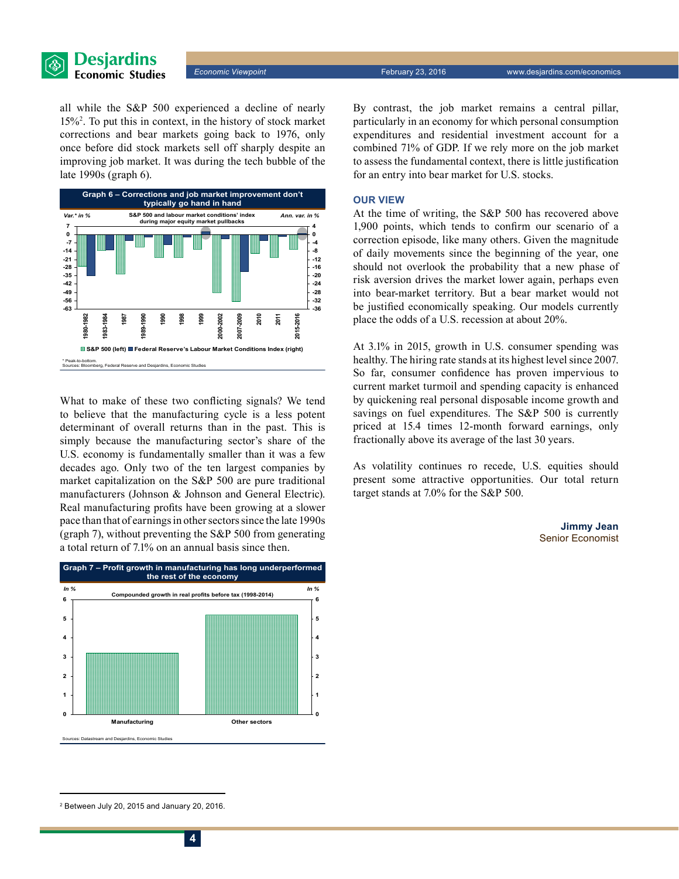all while the S&P 500 experienced a decline of nearly 15%[2]. To put this in context, in the history of stock market corrections and bear markets going back to 1976, only once before did stock markets sell off sharply despite an improving job market. It was during the tech bubble of the late 1990s (graph 6).

**Graph 6 – Corrections and job market improvement don't typically go hand in hand**

Var.* in %

S&P 500 and labour market conditions' index during major equity market pullbacks

Ann. var. in %

7, 0, -7, -14, -21, -28, -35, -42, -49, -56, -63

4, 0, -4, -8, -12, -16, -20, -24, -28, -32, -36

1980-1982, 1983-1984, 1987, 1989-1990, 1990, 1998, 1999, 2000-2002, 2007-2009, 2010, 2011, 2015-2016

S&P 500 (left) Federal Reserve's Labour Market Conditions Index (right)

\* Peak-to-bottom.
Sources: Bloomberg, Federal Reserve and Desjardins, Economic Studies

What to make of these two conflicting signals? We tend to believe that the manufacturing cycle is a less potent determinant of overall returns than in the past. This is simply because the manufacturing sector's share of the U.S. economy is fundamentally smaller than it was a few decades ago. Only two of the ten largest companies by market capitalization on the S&P 500 are pure traditional manufacturers (Johnson & Johnson and General Electric). Real manufacturing profits have been growing at a slower pace than that of earnings in other sectors since the late 1990s (graph 7), without preventing the S&P 500 from generating a total return of 7.1% on an annual basis since then.

**Graph 7 – Profit growth in manufacturing has long underperformed the rest of the economy**

In %

Compounded growth in real profits before tax (1998-2014)

In %

6, 5, 4, 3, 2, 1, 0

Manufacturing

Other sectors

Sources: Datastream and Desjardins, Economic Studies

By contrast, the job market remains a central pillar, particularly in an economy for which personal consumption expenditures and residential investment account for a combined 71% of GDP. If we rely more on the job market to assess the fundamental context, there is little justification for an entry into bear market for U.S. stocks.

## OUR VIEW

At the time of writing, the S&P 500 has recovered above 1,900 points, which tends to confirm our scenario of a correction episode, like many others. Given the magnitude of daily movements since the beginning of the year, one should not overlook the probability that a new phase of risk aversion drives the market lower again, perhaps even into bear-market territory. But a bear market would not be justified economically speaking. Our models currently place the odds of a U.S. recession at about 20%.

At 3.1% in 2015, growth in U.S. consumer spending was healthy. The hiring rate stands at its highest level since 2007. So far, consumer confidence has proven impervious to current market turmoil and spending capacity is enhanced by quickening real personal disposable income growth and savings on fuel expenditures. The S&P 500 is currently priced at 15.4 times 12-month forward earnings, only fractionally above its average of the last 30 years.

As volatility continues ro recede, U.S. equities should present some attractive opportunities. Our total return target stands at 7.0% for the S&P 500.

**Jimmy Jean**
Senior Economist

---

[2] Between July 20, 2015 and January 20, 2016.